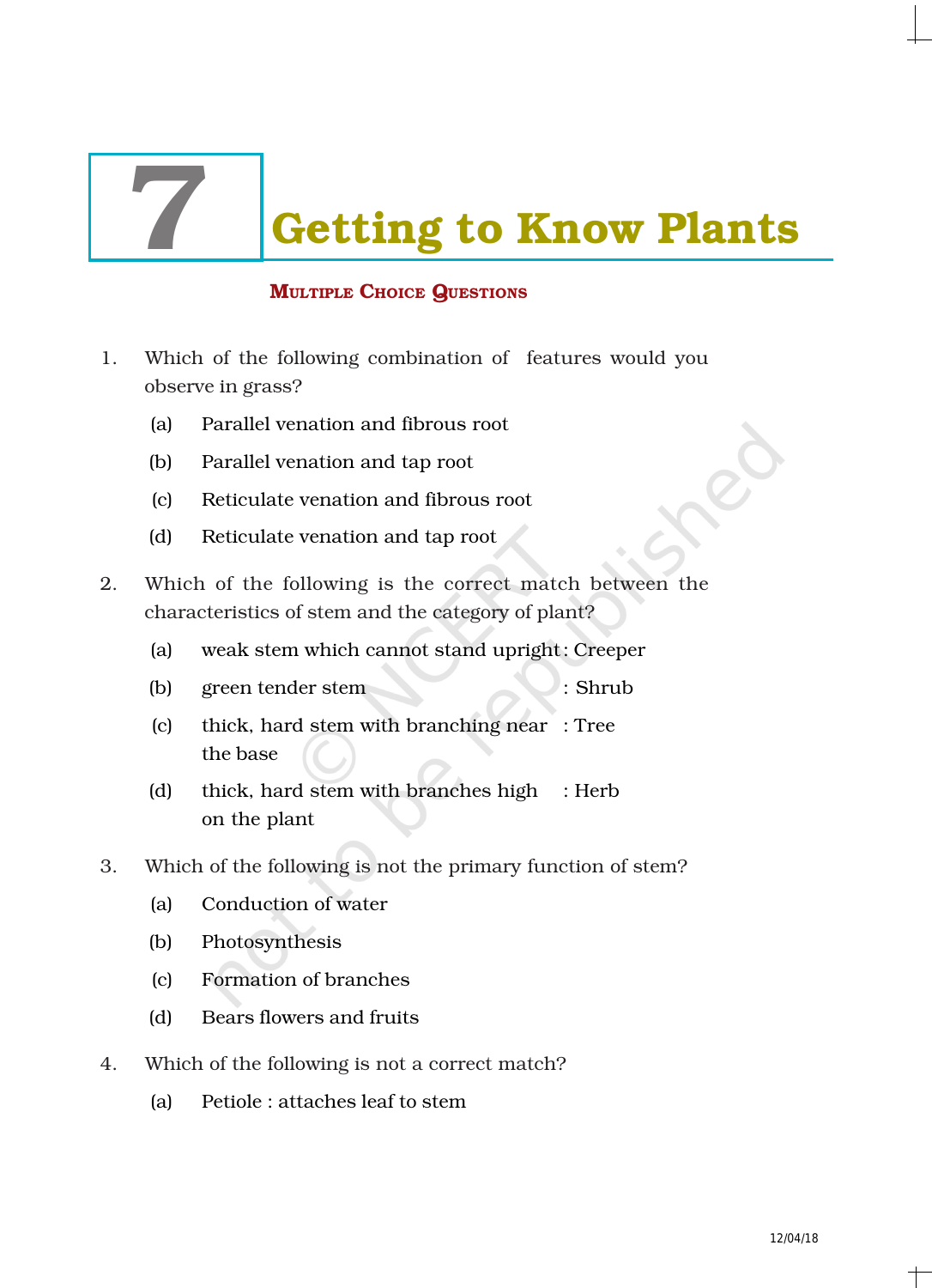# 7 Getting to Know Plants

## Multiple Choice Questions

1. Which of the following combination of features would you observe in grass?

   (a) Parallel venation and fibrous root

   (b) Parallel venation and tap root

   (c) Reticulate venation and fibrous root

   (d) Reticulate venation and tap root

2. Which of the following is the correct match between the characteristics of stem and the category of plant?

   (a) weak stem which cannot stand upright : Creeper

   (b) green tender stem : Shrub

   (c) thick, hard stem with branching near the base : Tree

   (d) thick, hard stem with branches high on the plant : Herb

3. Which of the following is not the primary function of stem?

   (a) Conduction of water

   (b) Photosynthesis

   (c) Formation of branches

   (d) Bears flowers and fruits

4. Which of the following is not a correct match?

   (a) Petiole : attaches leaf to stem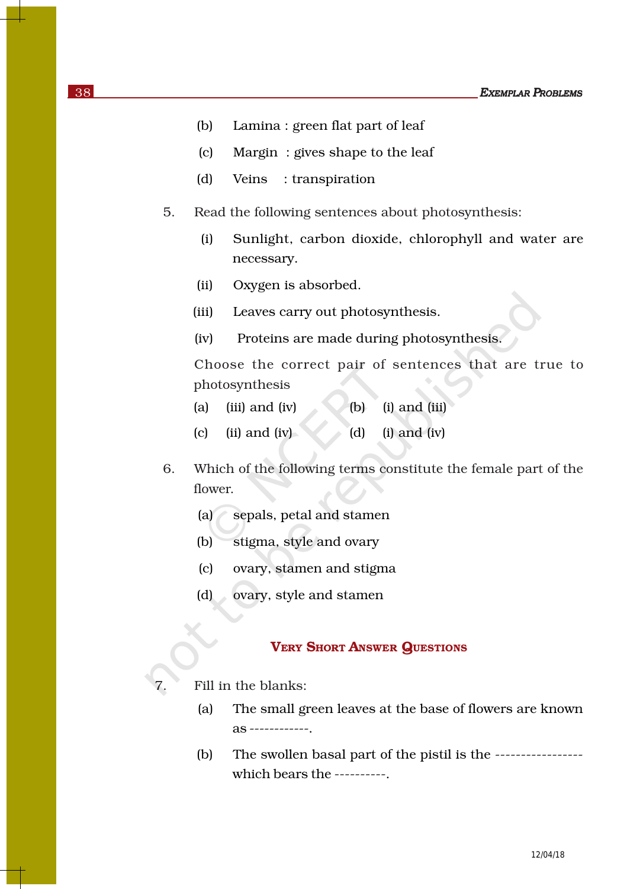(b) Lamina : green flat part of leaf

(c) Margin : gives shape to the leaf

(d) Veins : transpiration

5. Read the following sentences about photosynthesis:

   (i) Sunlight, carbon dioxide, chlorophyll and water are necessary.

   (ii) Oxygen is absorbed.

   (iii) Leaves carry out photosynthesis.

   (iv) Proteins are made during photosynthesis.

   Choose the correct pair of sentences that are true to photosynthesis

   (a) (iii) and (iv) (b) (i) and (iii)

   (c) (ii) and (iv) (d) (i) and (iv)

6. Which of the following terms constitute the female part of the flower.

   (a) sepals, petal and stamen

   (b) stigma, style and ovary

   (c) ovary, stamen and stigma

   (d) ovary, style and stamen

## VERY SHORT ANSWER QUESTIONS

7. Fill in the blanks:

   (a) The small green leaves at the base of flowers are known as ------------.

   (b) The swollen basal part of the pistil is the ----------------- which bears the ----------.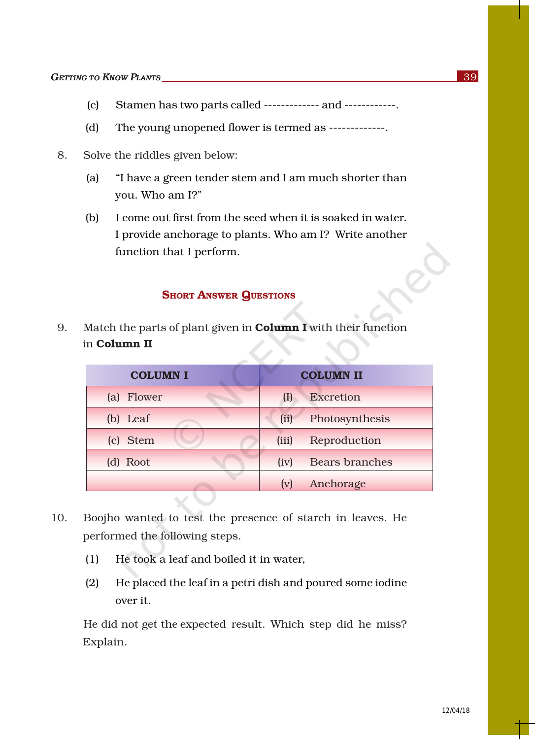(c) Stamen has two parts called ------------- and ------------.

(d) The young unopened flower is termed as -------------.

8. Solve the riddles given below:

   (a) "I have a green tender stem and I am much shorter than you. Who am I?"

   (b) I come out first from the seed when it is soaked in water. I provide anchorage to plants. Who am I? Write another function that I perform.

## Short Answer Questions

9. Match the parts of plant given in **Column I** with their function in **Column II**

| COLUMN I | COLUMN II |
|---|---|
| (a) Flower | (I) Excretion |
| (b) Leaf | (ii) Photosynthesis |
| (c) Stem | (iii) Reproduction |
| (d) Root | (iv) Bears branches |
| | (v) Anchorage |

10. Boojho wanted to test the presence of starch in leaves. He performed the following steps.

   (1) He took a leaf and boiled it in water,

   (2) He placed the leaf in a petri dish and poured some iodine over it.

   He did not get the expected result. Which step did he miss? Explain.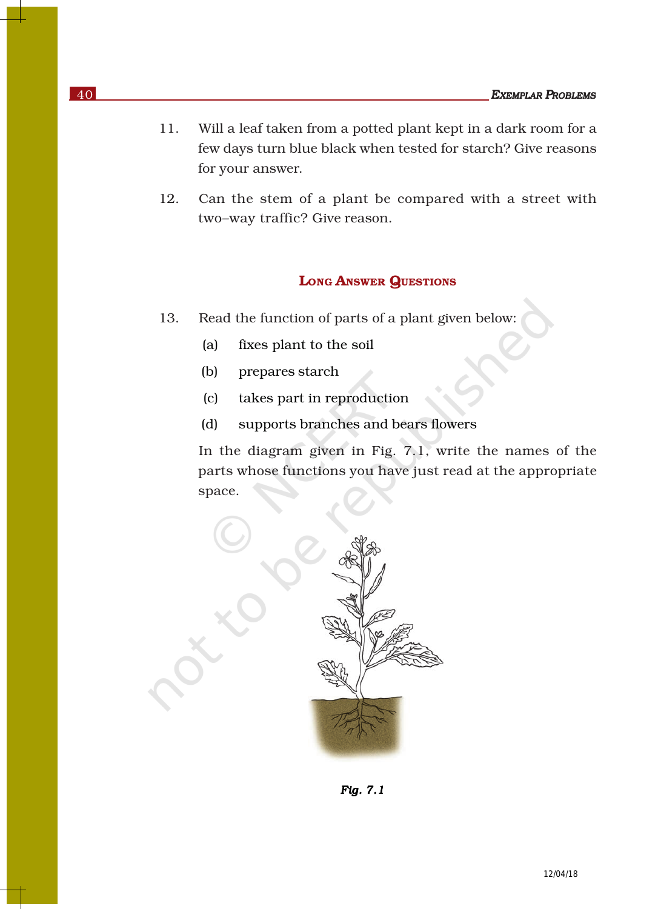11. Will a leaf taken from a potted plant kept in a dark room for a few days turn blue black when tested for starch? Give reasons for your answer.

12. Can the stem of a plant be compared with a street with two–way traffic? Give reason.

## Long Answer Questions

13. Read the function of parts of a plant given below:

    (a) fixes plant to the soil

    (b) prepares starch

    (c) takes part in reproduction

    (d) supports branches and bears flowers

    In the diagram given in Fig. 7.1, write the names of the parts whose functions you have just read at the appropriate space.

*Fig. 7.1*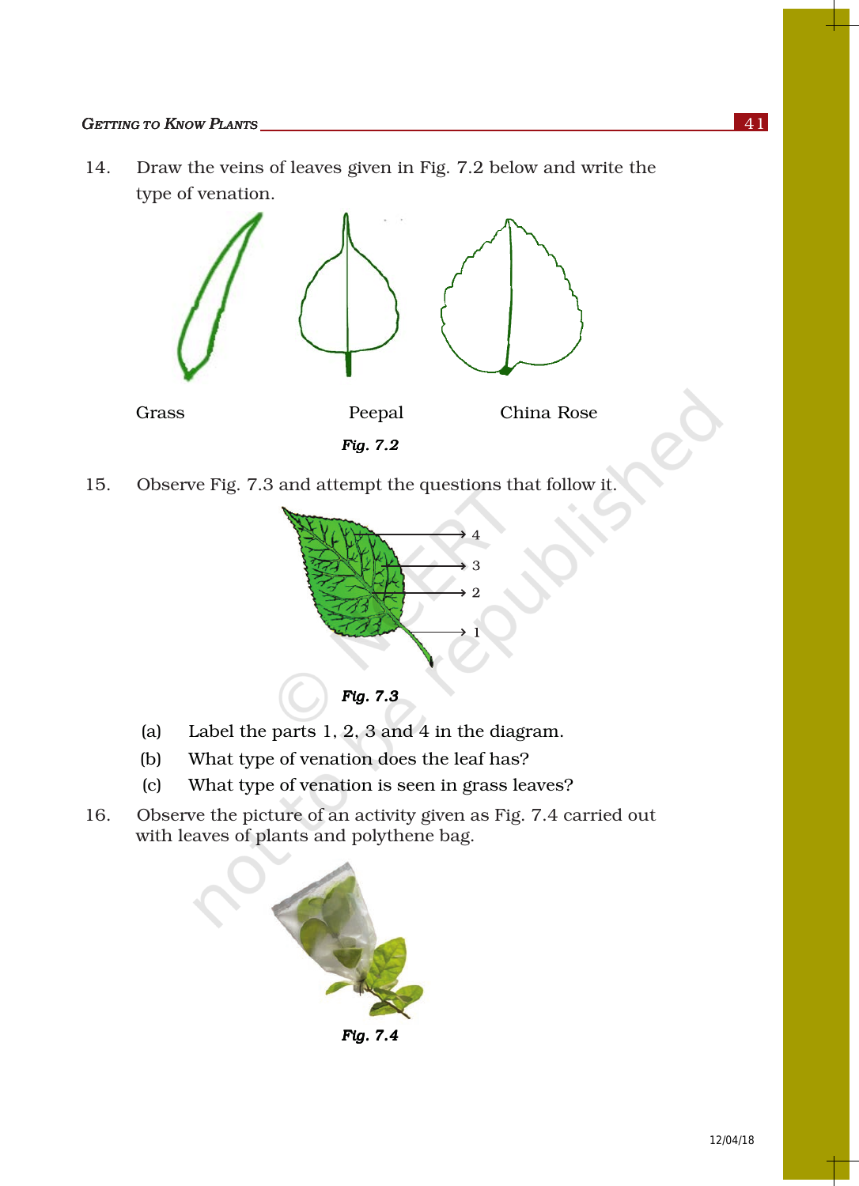14. Draw the veins of leaves given in Fig. 7.2 below and write the type of venation.

Grass Peepal China Rose

*Fig. 7.2*

15. Observe Fig. 7.3 and attempt the questions that follow it.

*Fig. 7.3*

(a) Label the parts 1, 2, 3 and 4 in the diagram.

(b) What type of venation does the leaf has?

(c) What type of venation is seen in grass leaves?

16. Observe the picture of an activity given as Fig. 7.4 carried out with leaves of plants and polythene bag.

*Fig. 7.4*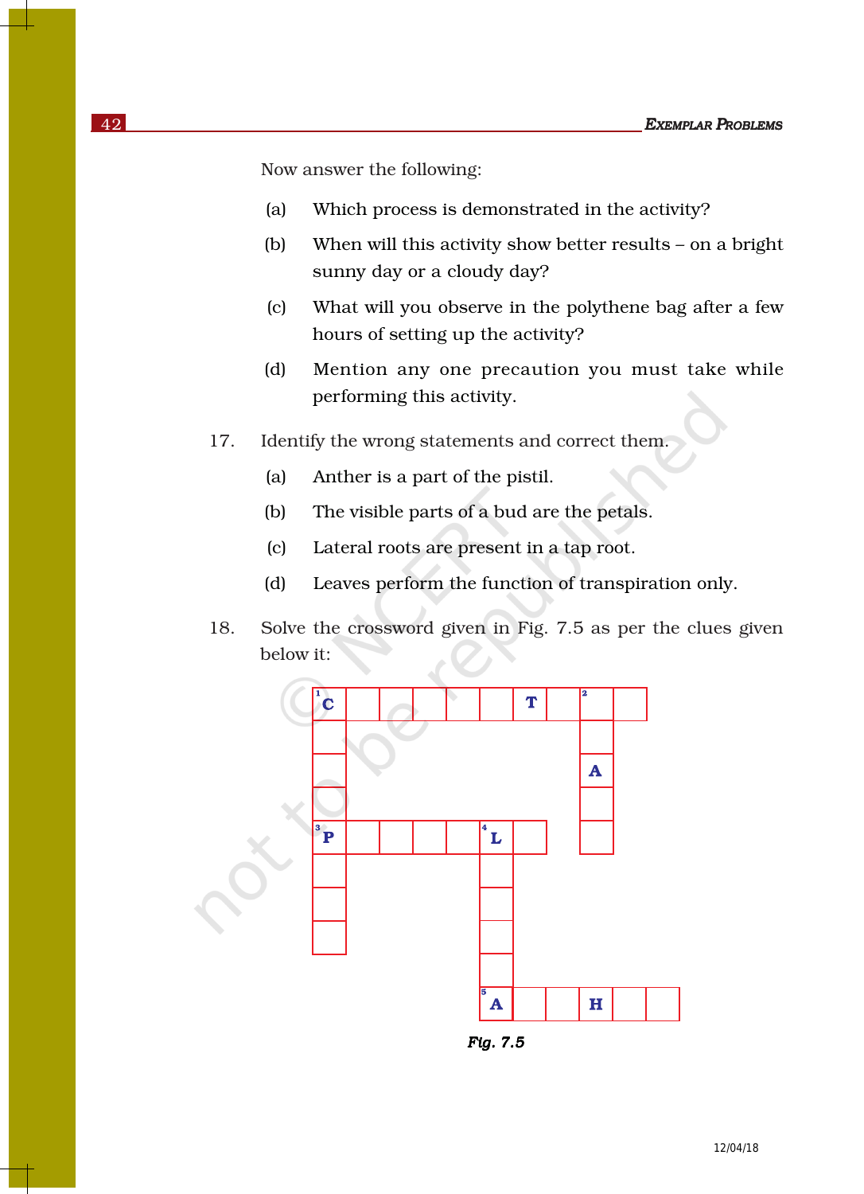Now answer the following:

(a) Which process is demonstrated in the activity?

(b) When will this activity show better results – on a bright sunny day or a cloudy day?

(c) What will you observe in the polythene bag after a few hours of setting up the activity?

(d) Mention any one precaution you must take while performing this activity.

17. Identify the wrong statements and correct them.

(a) Anther is a part of the pistil.

(b) The visible parts of a bud are the petals.

(c) Lateral roots are present in a tap root.

(d) Leaves perform the function of transpiration only.

18. Solve the crossword given in Fig. 7.5 as per the clues given below it:

| [1] C | | | | | | T | | [2] | |
|---|---|---|---|---|---|---|---|---|---|
| | | | | | | | | | |
| | | | | | | | | A | |
| | | | | | | | | | |
| [3] P | | | | | [4] L | | | | |
| | | | | | | | | | |
| | | | | | | | | | |
| | | | | | | | | | |
| | | | | | | | | | |
| | | | | | [5] A | | | H | |

*Fig. 7.5*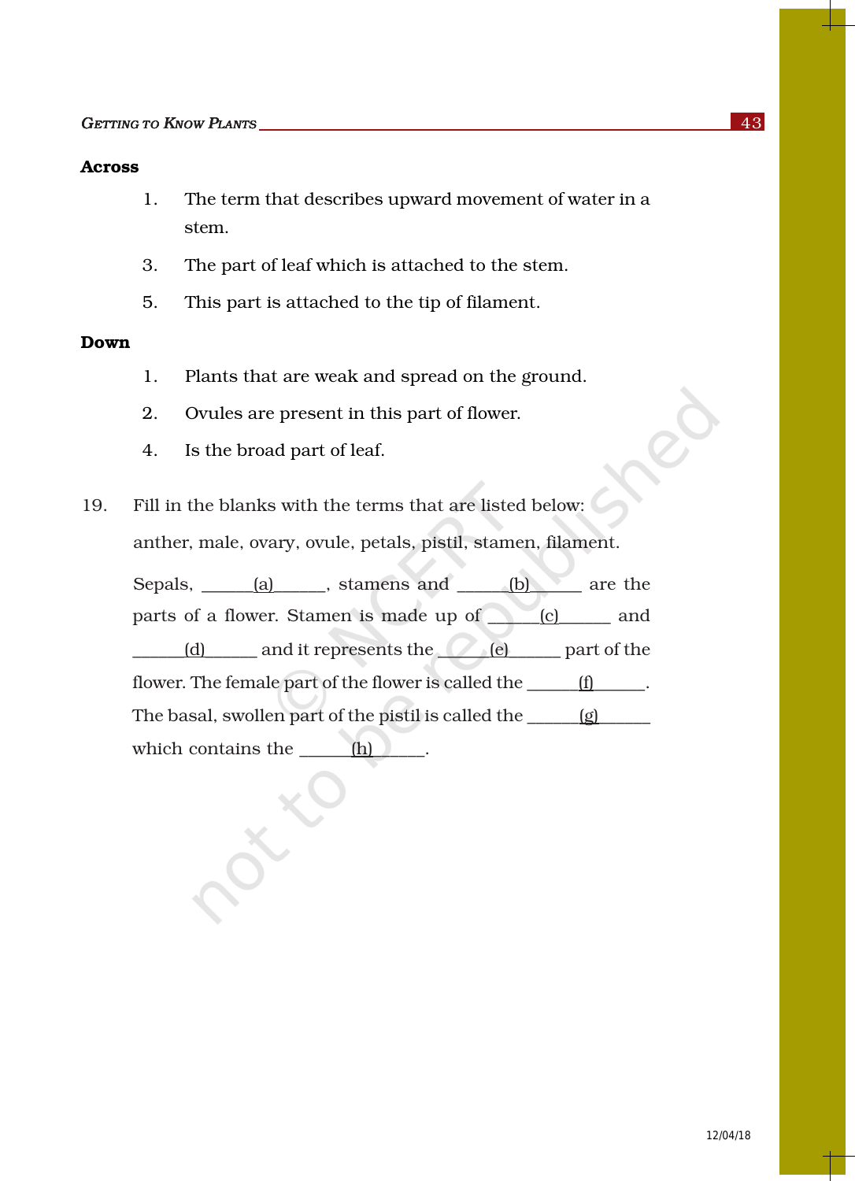**Across**

1. The term that describes upward movement of water in a stem.
3. The part of leaf which is attached to the stem.
5. This part is attached to the tip of filament.

**Down**

1. Plants that are weak and spread on the ground.
2. Ovules are present in this part of flower.
4. Is the broad part of leaf.

19. Fill in the blanks with the terms that are listed below:

    anther, male, ovary, ovule, petals, pistil, stamen, filament.

    Sepals, ______(a)______, stamens and ______(b)______ are the parts of a flower. Stamen is made up of ______(c)______ and ______(d)______ and it represents the ______(e)______ part of the flower. The female part of the flower is called the ______(f)______. The basal, swollen part of the pistil is called the ______(g)______ which contains the ______(h)______.